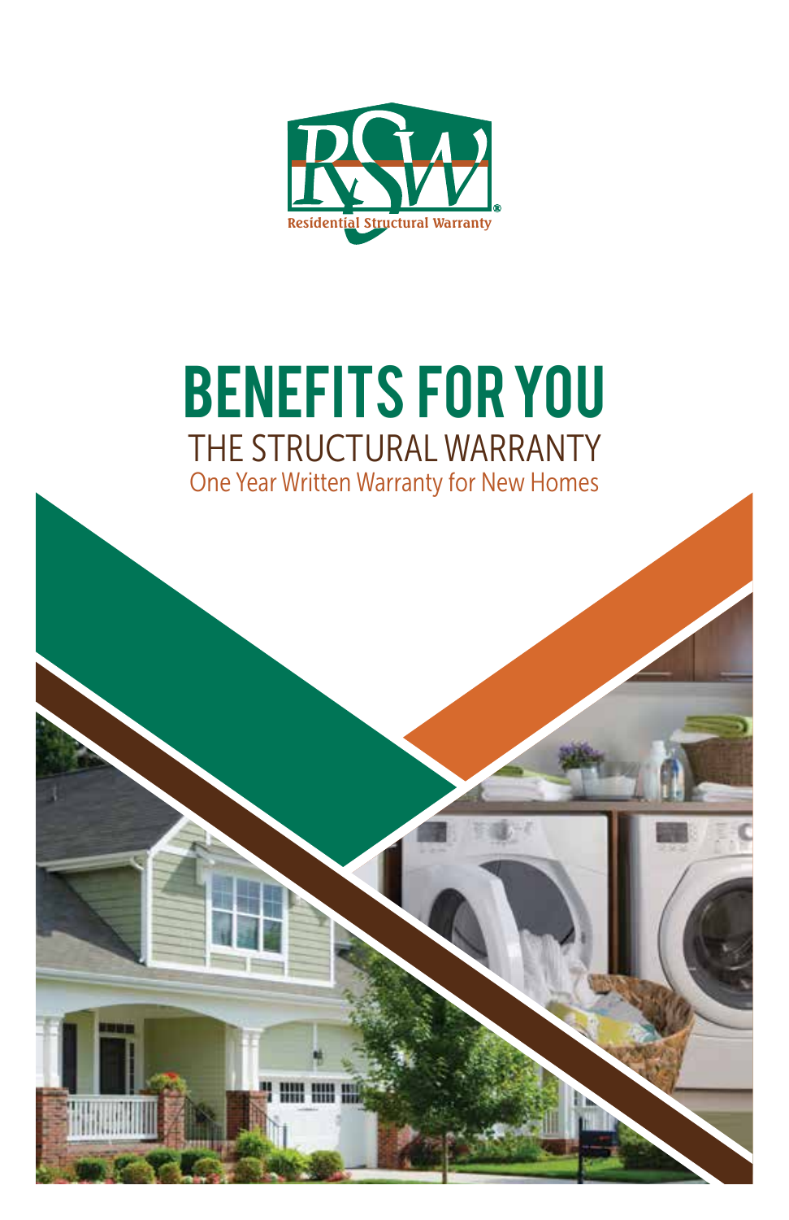RSW

Residential Structural Warranty®

# BENEFITS FOR YOU

## THE STRUCTURAL WARRANTY

One Year Written Warranty for New Homes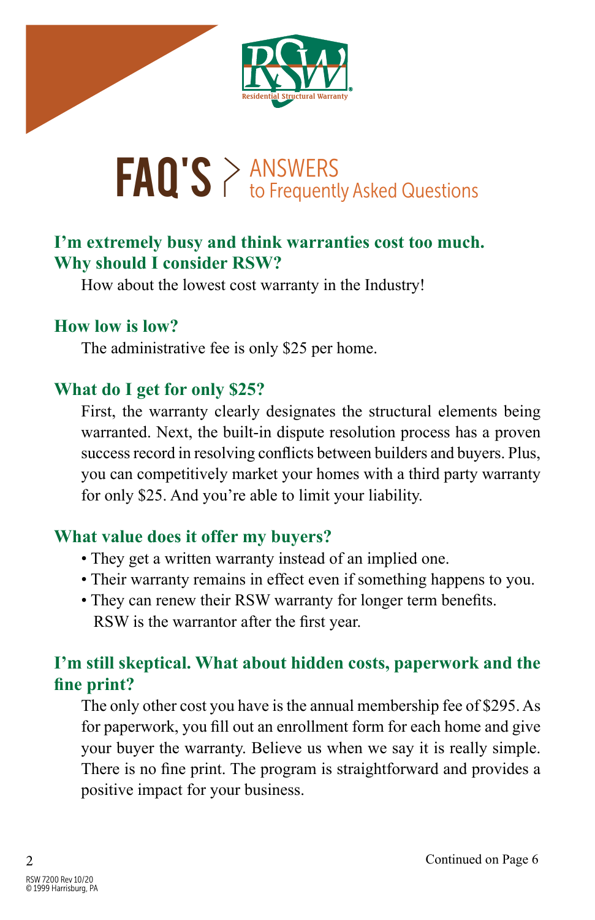Residential Structural Warranty

# FAQ'S > ANSWERS to Frequently Asked Questions

### I'm extremely busy and think warranties cost too much. Why should I consider RSW?

How about the lowest cost warranty in the Industry!

### How low is low?

The administrative fee is only $25 per home.

### What do I get for only $25?

First, the warranty clearly designates the structural elements being warranted. Next, the built-in dispute resolution process has a proven success record in resolving conflicts between builders and buyers. Plus, you can competitively market your homes with a third party warranty for only $25. And you're able to limit your liability.

### What value does it offer my buyers?

- They get a written warranty instead of an implied one.
- Their warranty remains in effect even if something happens to you.
- They can renew their RSW warranty for longer term benefits. RSW is the warrantor after the first year.

### I'm still skeptical. What about hidden costs, paperwork and the fine print?

The only other cost you have is the annual membership fee of $295. As for paperwork, you fill out an enrollment form for each home and give your buyer the warranty. Believe us when we say it is really simple. There is no fine print. The program is straightforward and provides a positive impact for your business.

Continued on Page 6

RSW 7200 Rev 10/20
© 1999 Harrisburg, PA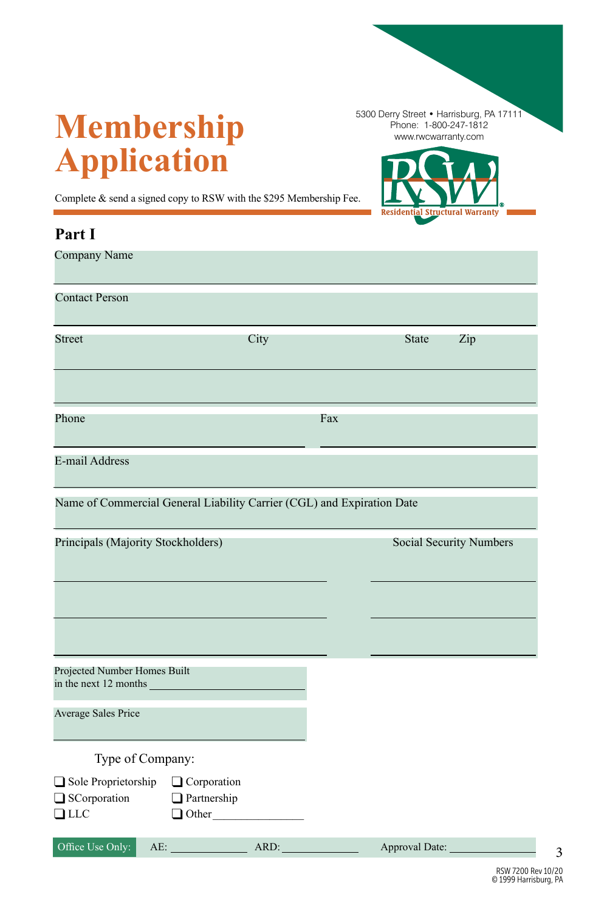# Membership Application

5300 Derry Street • Harrisburg, PA 17111
Phone: 1-800-247-1812
www.rwcwarranty.com

RSW Residential Structural Warranty®

Complete & send a signed copy to RSW with the $295 Membership Fee.

## Part I

Company Name

Contact Person

Street | City | State | Zip

Phone | Fax

E-mail Address

Name of Commercial General Liability Carrier (CGL) and Expiration Date

Principals (Majority Stockholders) | Social Security Numbers

Projected Number Homes Built in the next 12 months ____________________

Average Sales Price

Type of Company:

- ❑ Sole Proprietorship
- ❑ Corporation
- ❑ SCorporation
- ❑ Partnership
- ❑ LLC
- ❑ Other ______________

Office Use Only: AE: ____________ ARD: ____________ Approval Date: ____________

RSW 7200 Rev 10/20
© 1999 Harrisburg, PA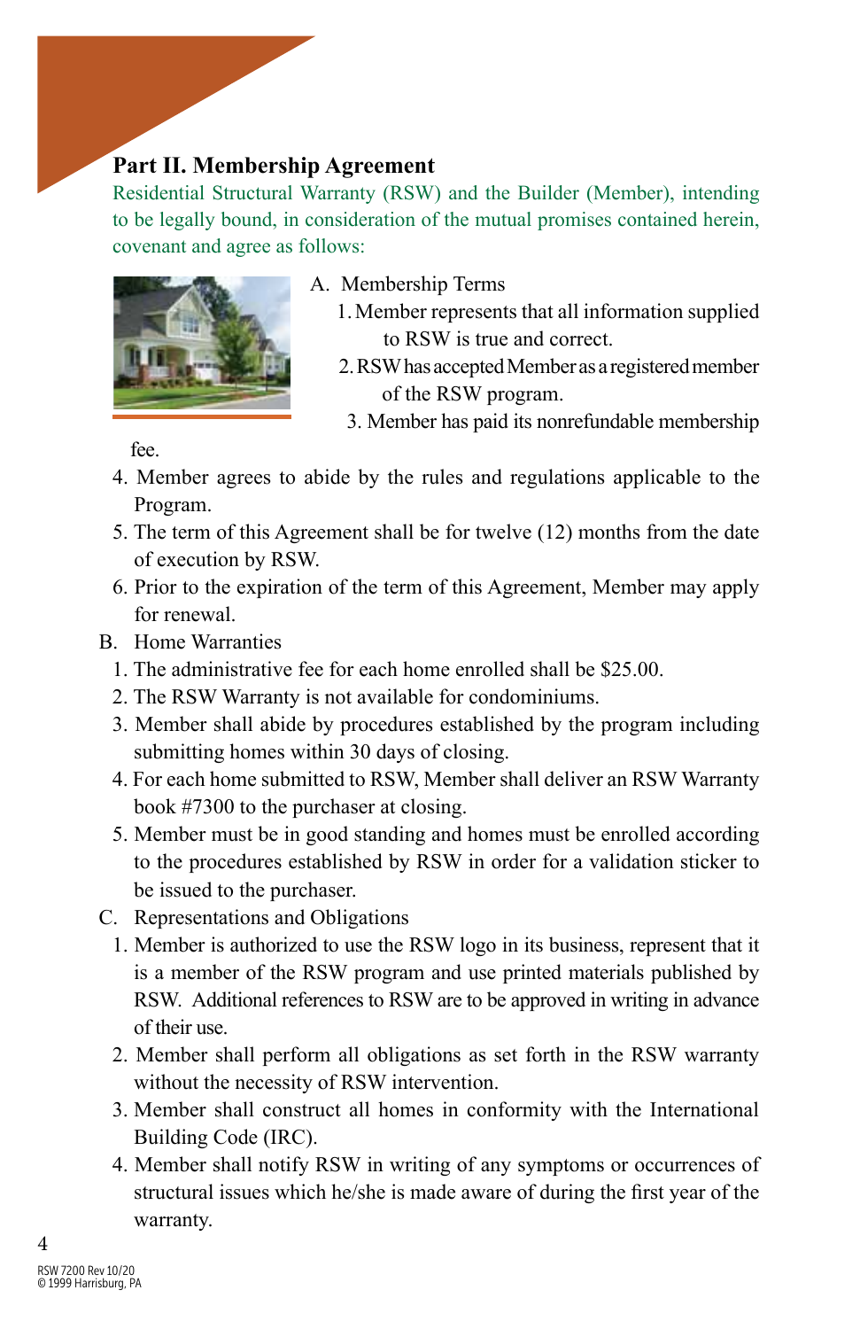## Part II. Membership Agreement

Residential Structural Warranty (RSW) and the Builder (Member), intending to be legally bound, in consideration of the mutual promises contained herein, covenant and agree as follows:

A. Membership Terms
1. Member represents that all information supplied to RSW is true and correct.
2. RSW has accepted Member as a registered member of the RSW program.
3. Member has paid its nonrefundable membership fee.
4. Member agrees to abide by the rules and regulations applicable to the Program.
5. The term of this Agreement shall be for twelve (12) months from the date of execution by RSW.
6. Prior to the expiration of the term of this Agreement, Member may apply for renewal.

B. Home Warranties
1. The administrative fee for each home enrolled shall be $25.00.
2. The RSW Warranty is not available for condominiums.
3. Member shall abide by procedures established by the program including submitting homes within 30 days of closing.
4. For each home submitted to RSW, Member shall deliver an RSW Warranty book #7300 to the purchaser at closing.
5. Member must be in good standing and homes must be enrolled according to the procedures established by RSW in order for a validation sticker to be issued to the purchaser.

C. Representations and Obligations
1. Member is authorized to use the RSW logo in its business, represent that it is a member of the RSW program and use printed materials published by RSW. Additional references to RSW are to be approved in writing in advance of their use.
2. Member shall perform all obligations as set forth in the RSW warranty without the necessity of RSW intervention.
3. Member shall construct all homes in conformity with the International Building Code (IRC).
4. Member shall notify RSW in writing of any symptoms or occurrences of structural issues which he/she is made aware of during the first year of the warranty.

RSW 7200 Rev 10/20
© 1999 Harrisburg, PA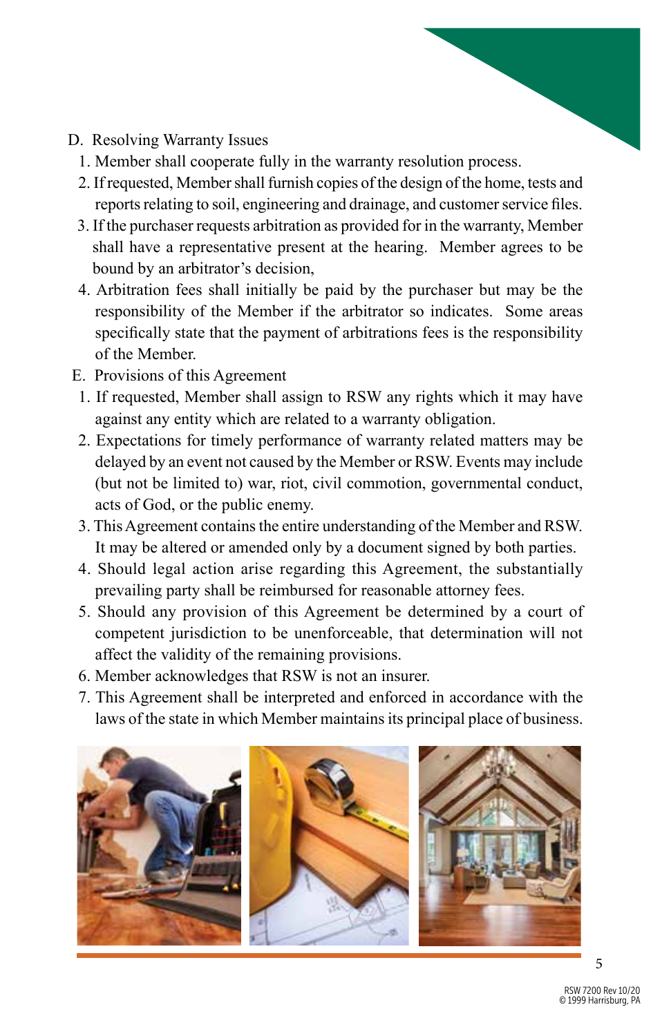D. Resolving Warranty Issues

1. Member shall cooperate fully in the warranty resolution process.
2. If requested, Member shall furnish copies of the design of the home, tests and reports relating to soil, engineering and drainage, and customer service files.
3. If the purchaser requests arbitration as provided for in the warranty, Member shall have a representative present at the hearing. Member agrees to be bound by an arbitrator's decision,
4. Arbitration fees shall initially be paid by the purchaser but may be the responsibility of the Member if the arbitrator so indicates. Some areas specifically state that the payment of arbitrations fees is the responsibility of the Member.

E. Provisions of this Agreement

1. If requested, Member shall assign to RSW any rights which it may have against any entity which are related to a warranty obligation.
2. Expectations for timely performance of warranty related matters may be delayed by an event not caused by the Member or RSW. Events may include (but not be limited to) war, riot, civil commotion, governmental conduct, acts of God, or the public enemy.
3. This Agreement contains the entire understanding of the Member and RSW. It may be altered or amended only by a document signed by both parties.
4. Should legal action arise regarding this Agreement, the substantially prevailing party shall be reimbursed for reasonable attorney fees.
5. Should any provision of this Agreement be determined by a court of competent jurisdiction to be unenforceable, that determination will not affect the validity of the remaining provisions.
6. Member acknowledges that RSW is not an insurer.
7. This Agreement shall be interpreted and enforced in accordance with the laws of the state in which Member maintains its principal place of business.

RSW 7200 Rev 10/20
© 1999 Harrisburg, PA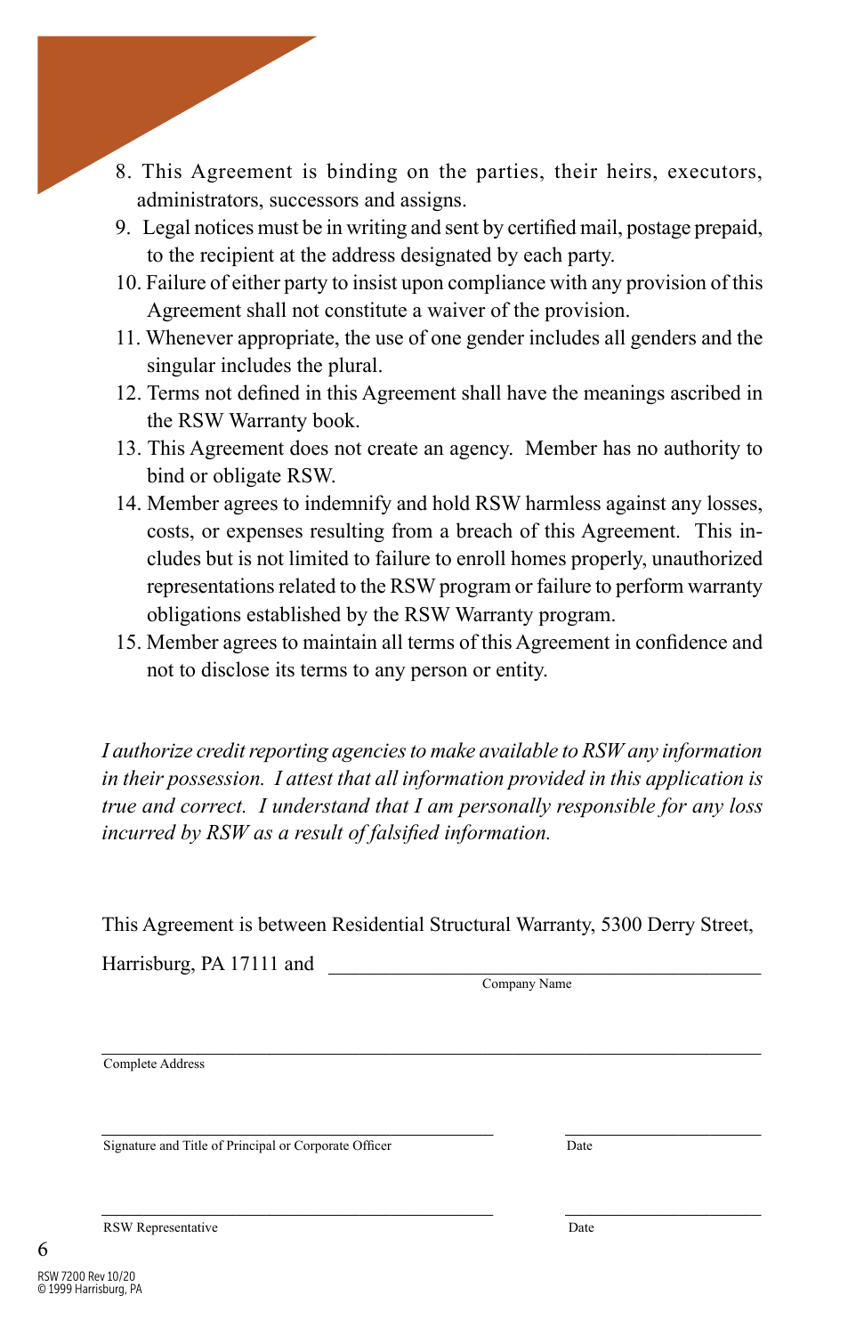8. This Agreement is binding on the parties, their heirs, executors, administrators, successors and assigns.
9. Legal notices must be in writing and sent by certified mail, postage prepaid, to the recipient at the address designated by each party.
10. Failure of either party to insist upon compliance with any provision of this Agreement shall not constitute a waiver of the provision.
11. Whenever appropriate, the use of one gender includes all genders and the singular includes the plural.
12. Terms not defined in this Agreement shall have the meanings ascribed in the RSW Warranty book.
13. This Agreement does not create an agency. Member has no authority to bind or obligate RSW.
14. Member agrees to indemnify and hold RSW harmless against any losses, costs, or expenses resulting from a breach of this Agreement. This includes but is not limited to failure to enroll homes properly, unauthorized representations related to the RSW program or failure to perform warranty obligations established by the RSW Warranty program.
15. Member agrees to maintain all terms of this Agreement in confidence and not to disclose its terms to any person or entity.

*I authorize credit reporting agencies to make available to RSW any information in their possession. I attest that all information provided in this application is true and correct. I understand that I am personally responsible for any loss incurred by RSW as a result of falsified information.*

This Agreement is between Residential Structural Warranty, 5300 Derry Street, Harrisburg, PA 17111 and ______________________________

Company Name

______________________________

Complete Address

______________________________ ______________

Signature and Title of Principal or Corporate Officer Date

______________________________ ______________

RSW Representative Date

RSW 7200 Rev 10/20
© 1999 Harrisburg, PA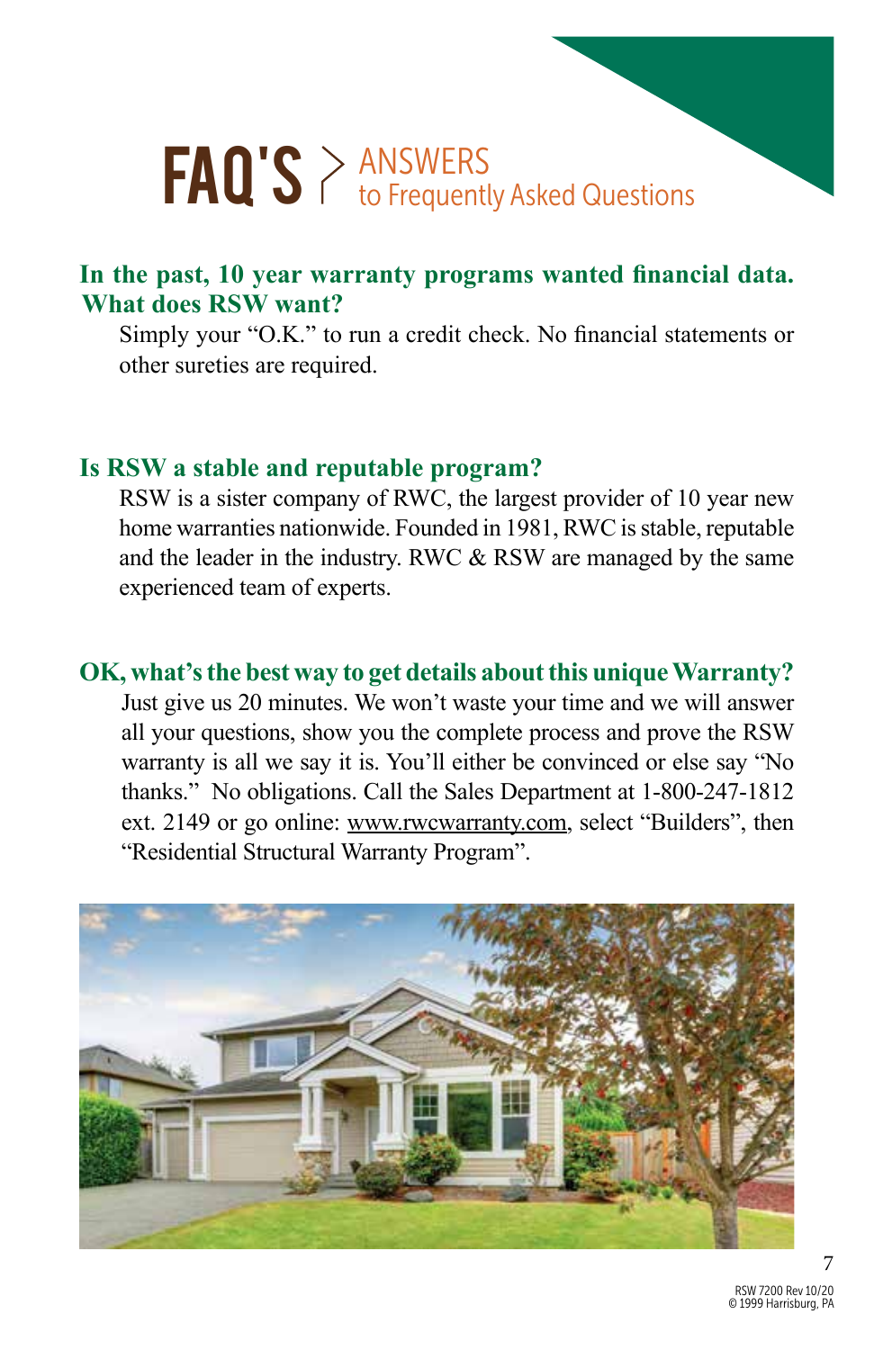# FAQ'S > ANSWERS to Frequently Asked Questions

**In the past, 10 year warranty programs wanted financial data. What does RSW want?**

Simply your "O.K." to run a credit check. No financial statements or other sureties are required.

**Is RSW a stable and reputable program?**

RSW is a sister company of RWC, the largest provider of 10 year new home warranties nationwide. Founded in 1981, RWC is stable, reputable and the leader in the industry. RWC & RSW are managed by the same experienced team of experts.

**OK, what's the best way to get details about this unique Warranty?**

Just give us 20 minutes. We won't waste your time and we will answer all your questions, show you the complete process and prove the RSW warranty is all we say it is. You'll either be convinced or else say "No thanks." No obligations. Call the Sales Department at 1-800-247-1812 ext. 2149 or go online: www.rwcwarranty.com, select "Builders", then "Residential Structural Warranty Program".

RSW 7200 Rev 10/20
© 1999 Harrisburg, PA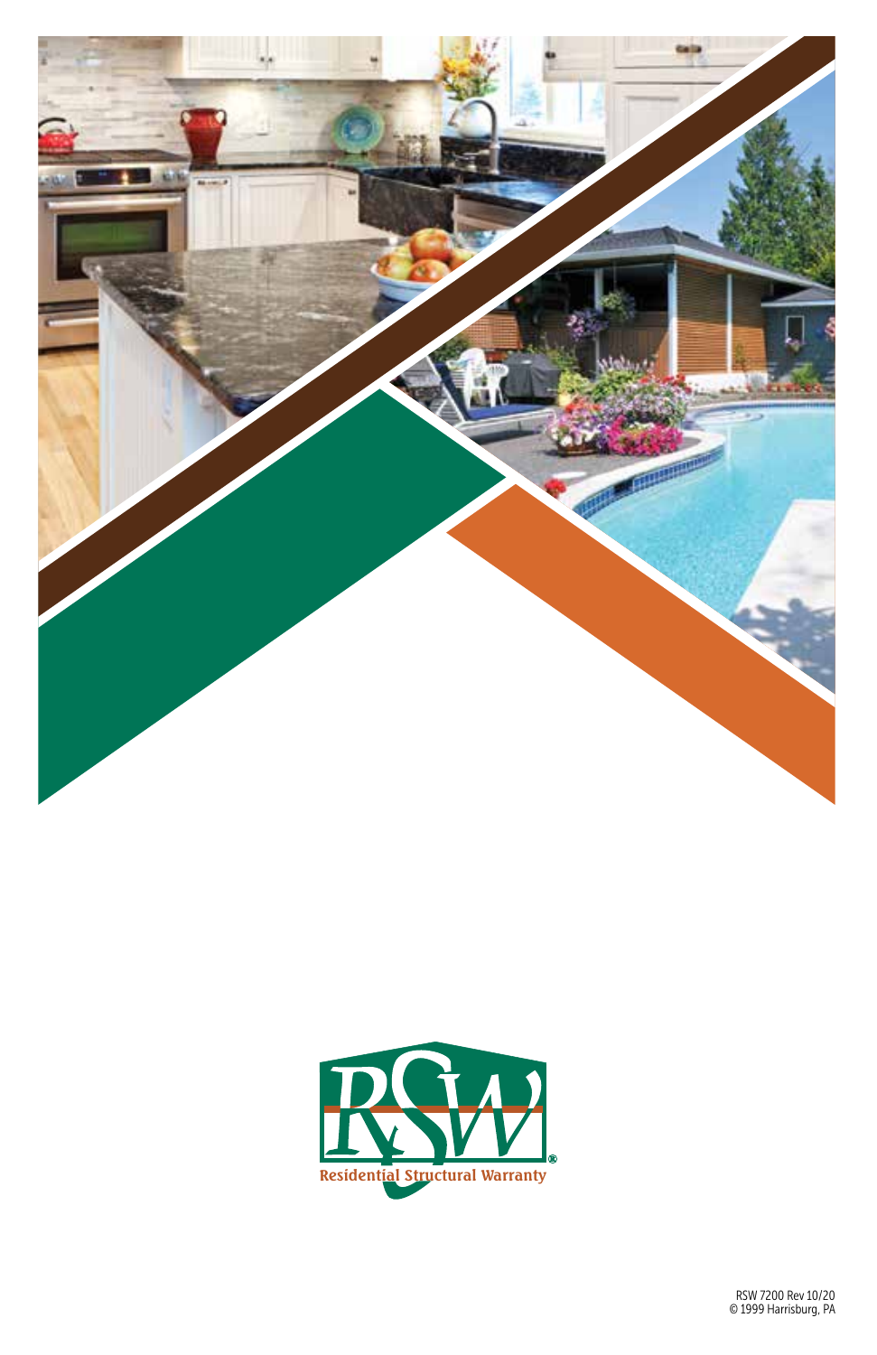Residential Structural Warranty

RSW 7200 Rev 10/20
© 1999 Harrisburg, PA